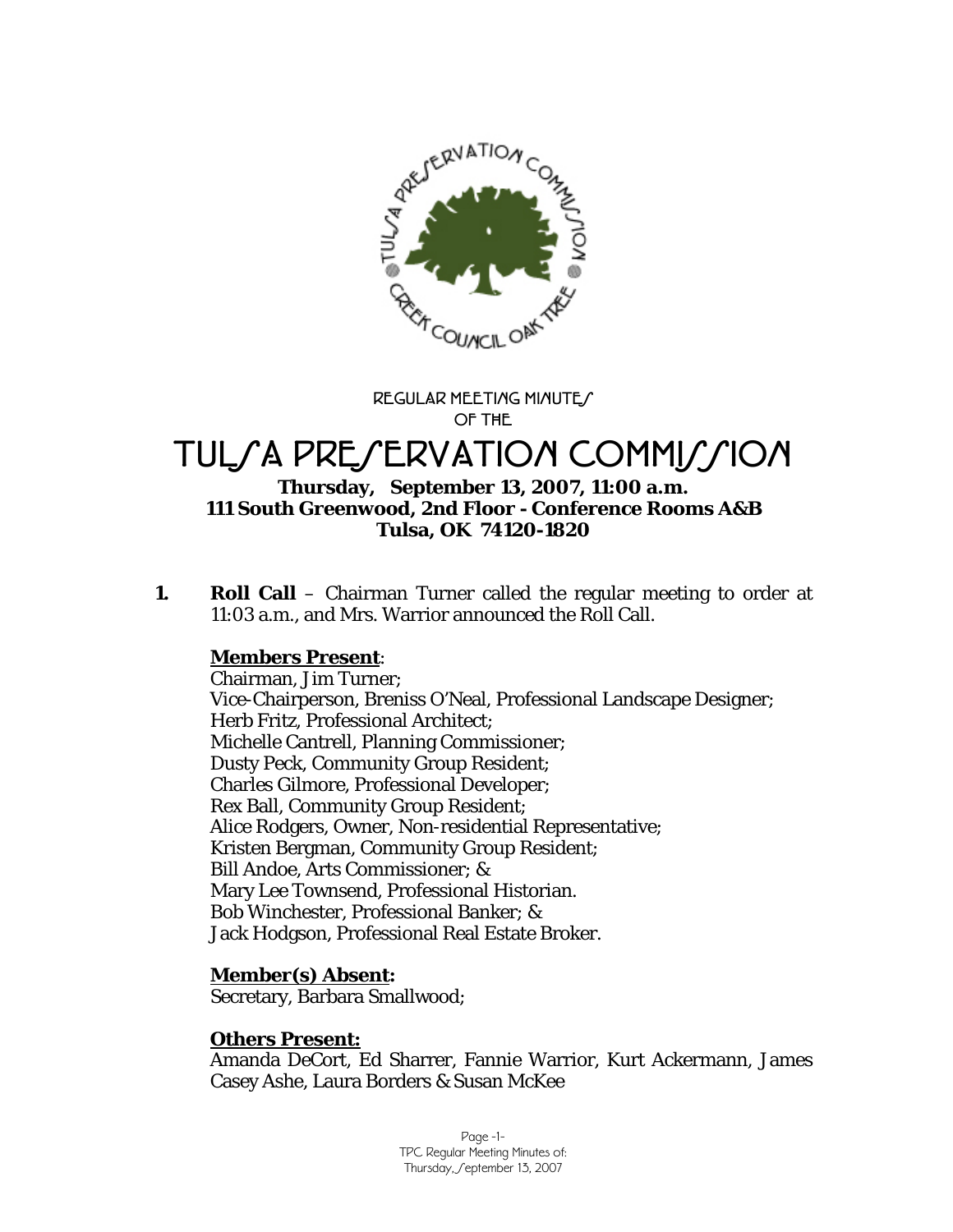REGULAR MEETING MINUTES OF THE

# TULSA PRESERVATION COMMISSION

**Thursday, September 13, 2007, 11:00 a.m.**
**111 South Greenwood, 2nd Floor - Conference Rooms A&B**
**Tulsa, OK 74120-1820**

**1. Roll Call** – Chairman Turner called the regular meeting to order at 11:03 a.m., and Mrs. Warrior announced the Roll Call.

**Members Present**:
Chairman, Jim Turner;
Vice-Chairperson, Breniss O'Neal, Professional Landscape Designer;
Herb Fritz, Professional Architect;
Michelle Cantrell, Planning Commissioner;
Dusty Peck, Community Group Resident;
Charles Gilmore, Professional Developer;
Rex Ball, Community Group Resident;
Alice Rodgers, Owner, Non-residential Representative;
Kristen Bergman, Community Group Resident;
Bill Andoe, Arts Commissioner; &
Mary Lee Townsend, Professional Historian.
Bob Winchester, Professional Banker; &
Jack Hodgson, Professional Real Estate Broker.

**Member(s) Absent:**
Secretary, Barbara Smallwood;

**Others Present:**
Amanda DeCort, Ed Sharrer, Fannie Warrior, Kurt Ackermann, James Casey Ashe, Laura Borders & Susan McKee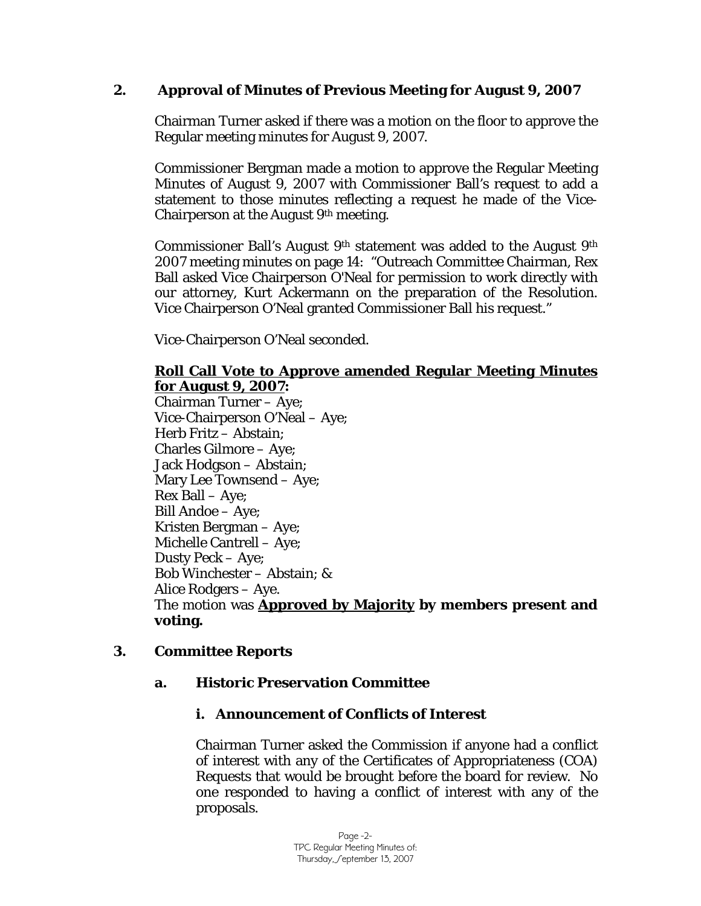## 2. Approval of Minutes of Previous Meeting for August 9, 2007

Chairman Turner asked if there was a motion on the floor to approve the Regular meeting minutes for August 9, 2007.

Commissioner Bergman made a motion to approve the Regular Meeting Minutes of August 9, 2007 with Commissioner Ball's request to add a statement to those minutes reflecting a request he made of the Vice-Chairperson at the August 9th meeting.

Commissioner Ball's August 9th statement was added to the August 9th 2007 meeting minutes on page 14: "Outreach Committee Chairman, Rex Ball asked Vice Chairperson O'Neal for permission to work directly with our attorney, Kurt Ackermann on the preparation of the Resolution. Vice Chairperson O'Neal granted Commissioner Ball his request."

Vice-Chairperson O'Neal seconded.

**Roll Call Vote to Approve amended Regular Meeting Minutes for August 9, 2007:**

Chairman Turner – Aye;
Vice-Chairperson O'Neal – Aye;
Herb Fritz – Abstain;
Charles Gilmore – Aye;
Jack Hodgson – Abstain;
Mary Lee Townsend – Aye;
Rex Ball – Aye;
Bill Andoe – Aye;
Kristen Bergman – Aye;
Michelle Cantrell – Aye;
Dusty Peck – Aye;
Bob Winchester – Abstain; &
Alice Rodgers – Aye.

The motion was **Approved by Majority by members present and voting.**

## 3. Committee Reports

### a. Historic Preservation Committee

#### i. Announcement of Conflicts of Interest

Chairman Turner asked the Commission if anyone had a conflict of interest with any of the Certificates of Appropriateness (COA) Requests that would be brought before the board for review. No one responded to having a conflict of interest with any of the proposals.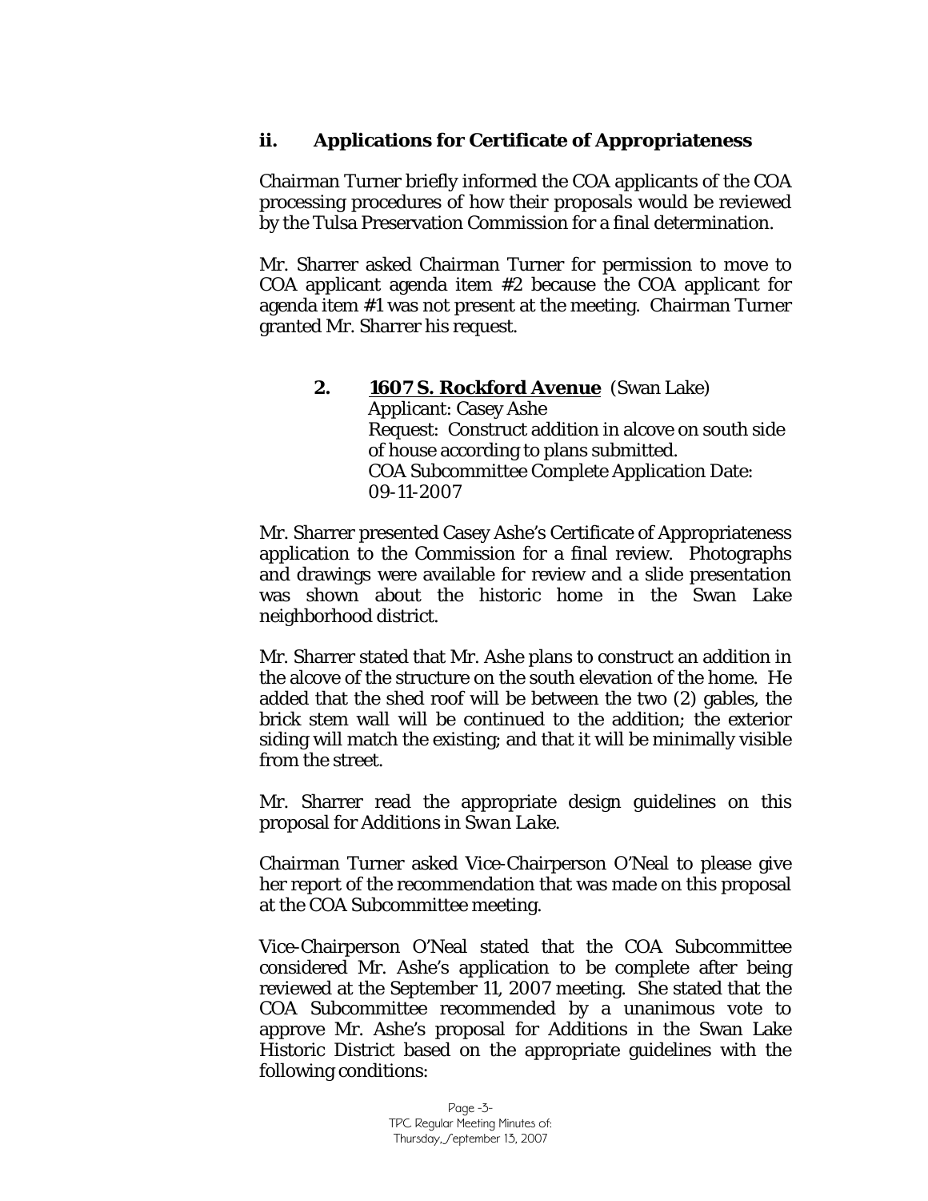### ii. Applications for Certificate of Appropriateness

Chairman Turner briefly informed the COA applicants of the COA processing procedures of how their proposals would be reviewed by the Tulsa Preservation Commission for a final determination.

Mr. Sharrer asked Chairman Turner for permission to move to COA applicant agenda item #2 because the COA applicant for agenda item #1 was not present at the meeting. Chairman Turner granted Mr. Sharrer his request.

> **2. 1607 S. Rockford Avenue** (Swan Lake)
> Applicant: Casey Ashe
> Request: Construct addition in alcove on south side of house according to plans submitted.
> COA Subcommittee Complete Application Date: 09-11-2007

Mr. Sharrer presented Casey Ashe's Certificate of Appropriateness application to the Commission for a final review. Photographs and drawings were available for review and a slide presentation was shown about the historic home in the Swan Lake neighborhood district.

Mr. Sharrer stated that Mr. Ashe plans to construct an addition in the alcove of the structure on the south elevation of the home. He added that the shed roof will be between the two (2) gables, the brick stem wall will be continued to the addition; the exterior siding will match the existing; and that it will be minimally visible from the street.

Mr. Sharrer read the appropriate design guidelines on this proposal for Additions in *Swan Lake*.

Chairman Turner asked Vice-Chairperson O'Neal to please give her report of the recommendation that was made on this proposal at the COA Subcommittee meeting.

Vice-Chairperson O'Neal stated that the COA Subcommittee considered Mr. Ashe's application to be complete after being reviewed at the September 11, 2007 meeting. She stated that the COA Subcommittee recommended by a unanimous vote to approve Mr. Ashe's proposal for Additions in the Swan Lake Historic District based on the appropriate guidelines with the following conditions: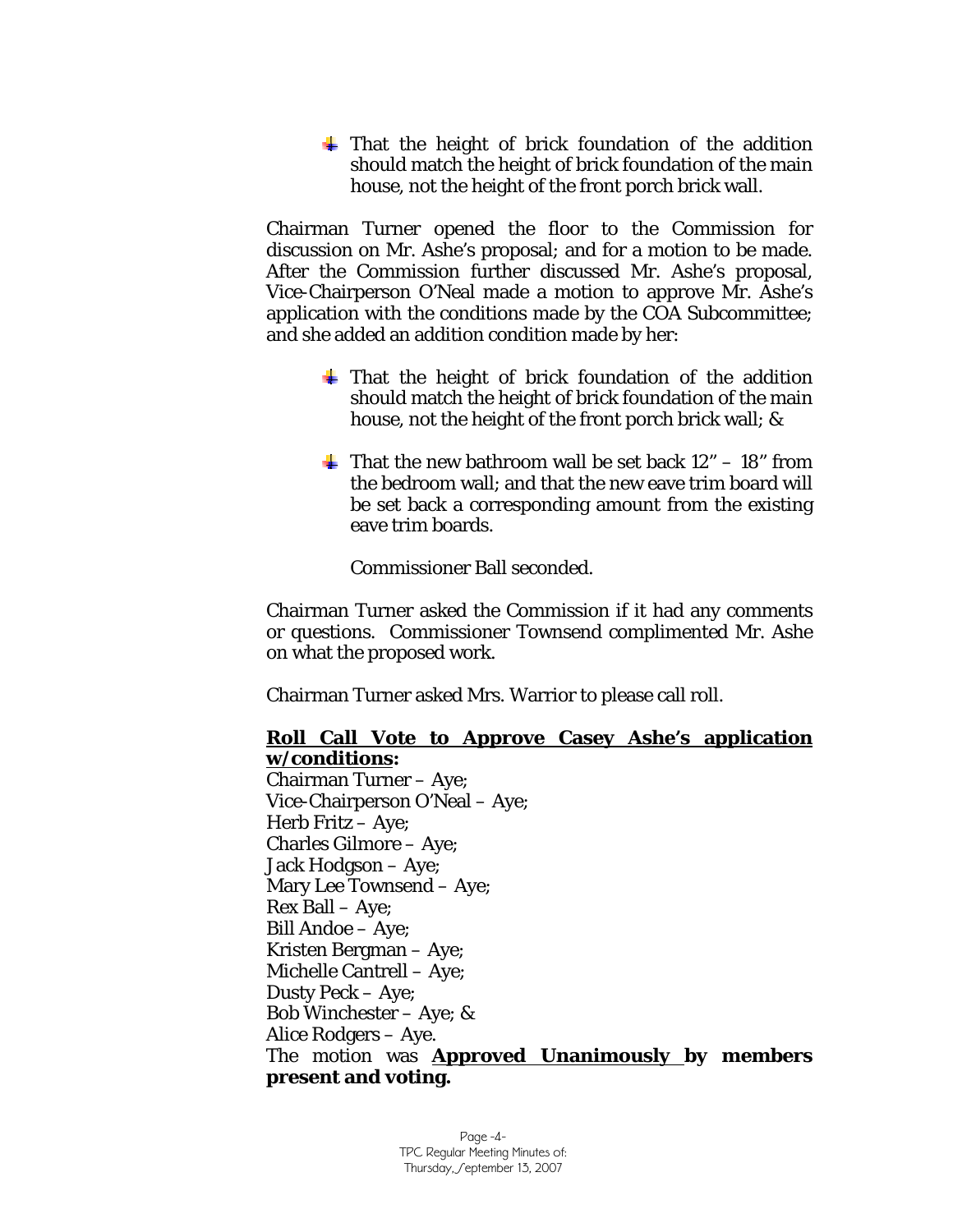- That the height of brick foundation of the addition should match the height of brick foundation of the main house, not the height of the front porch brick wall.

Chairman Turner opened the floor to the Commission for discussion on Mr. Ashe's proposal; and for a motion to be made. After the Commission further discussed Mr. Ashe's proposal, Vice-Chairperson O'Neal made a motion to approve Mr. Ashe's application with the conditions made by the COA Subcommittee; and she added an addition condition made by her:

- That the height of brick foundation of the addition should match the height of brick foundation of the main house, not the height of the front porch brick wall; &
- That the new bathroom wall be set back 12" – 18" from the bedroom wall; and that the new eave trim board will be set back a corresponding amount from the existing eave trim boards.

Commissioner Ball seconded.

Chairman Turner asked the Commission if it had any comments or questions. Commissioner Townsend complimented Mr. Ashe on what the proposed work.

Chairman Turner asked Mrs. Warrior to please call roll.

**Roll Call Vote to Approve Casey Ashe's application w/conditions:**

Chairman Turner – Aye;
Vice-Chairperson O'Neal – Aye;
Herb Fritz – Aye;
Charles Gilmore – Aye;
Jack Hodgson – Aye;
Mary Lee Townsend – Aye;
Rex Ball – Aye;
Bill Andoe – Aye;
Kristen Bergman – Aye;
Michelle Cantrell – Aye;
Dusty Peck – Aye;
Bob Winchester – Aye; &
Alice Rodgers – Aye.
The motion was **Approved Unanimously by members present and voting.**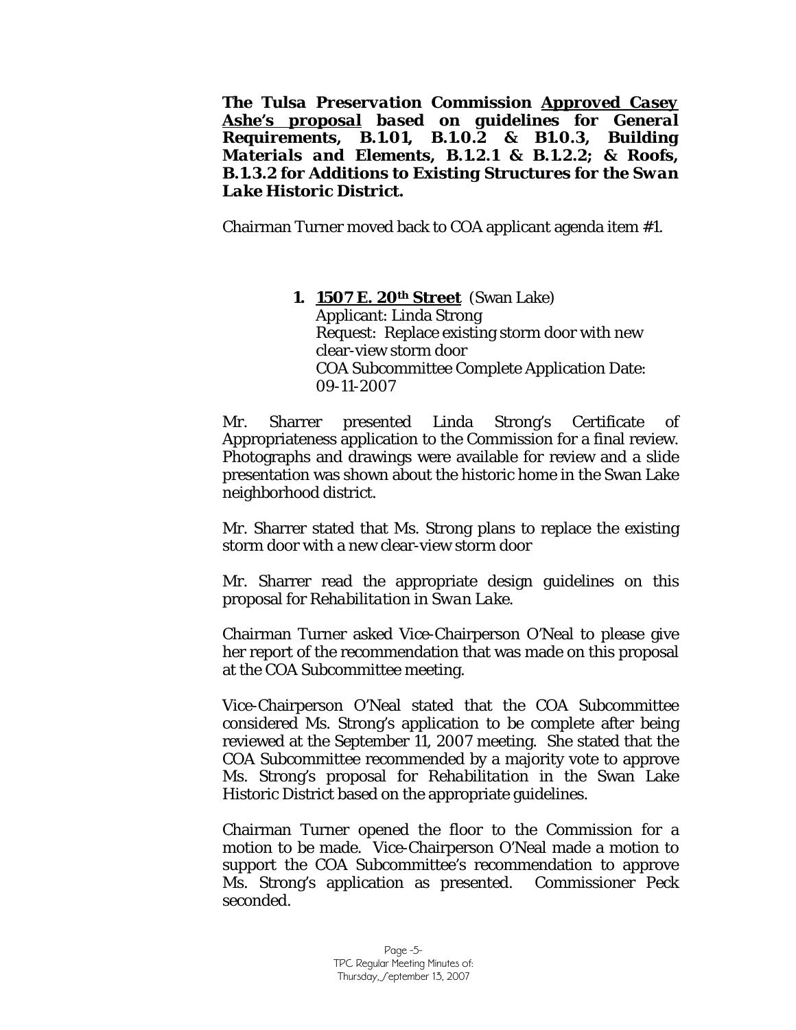***The Tulsa Preservation Commission <u>Approved Casey Ashe's proposal</u> based on guidelines for General Requirements, B.1.01, B.1.0.2 & B1.0.3, Building Materials and Elements, B.1.2.1 & B.1.2.2; & Roofs, B.1.3.2 for Additions to Existing Structures for the Swan Lake Historic District.***

Chairman Turner moved back to COA applicant agenda item #1.

1. **<u>1507 E. 20th Street</u>** (Swan Lake)
   Applicant: Linda Strong
   Request: Replace existing storm door with new clear-view storm door
   COA Subcommittee Complete Application Date: 09-11-2007

Mr. Sharrer presented Linda Strong's Certificate of Appropriateness application to the Commission for a final review. Photographs and drawings were available for review and a slide presentation was shown about the historic home in the Swan Lake neighborhood district.

Mr. Sharrer stated that Ms. Strong plans to replace the existing storm door with a new clear-view storm door

Mr. Sharrer read the appropriate design guidelines on this proposal for *Rehabilitation in Swan Lake*.

Chairman Turner asked Vice-Chairperson O'Neal to please give her report of the recommendation that was made on this proposal at the COA Subcommittee meeting.

Vice-Chairperson O'Neal stated that the COA Subcommittee considered Ms. Strong's application to be complete after being reviewed at the September 11, 2007 meeting. She stated that the COA Subcommittee recommended by a majority vote to approve Ms. Strong's proposal for *Rehabilitation* in the Swan Lake Historic District based on the appropriate guidelines.

Chairman Turner opened the floor to the Commission for a motion to be made. Vice-Chairperson O'Neal made a motion to support the COA Subcommittee's recommendation to approve Ms. Strong's application as presented. Commissioner Peck seconded.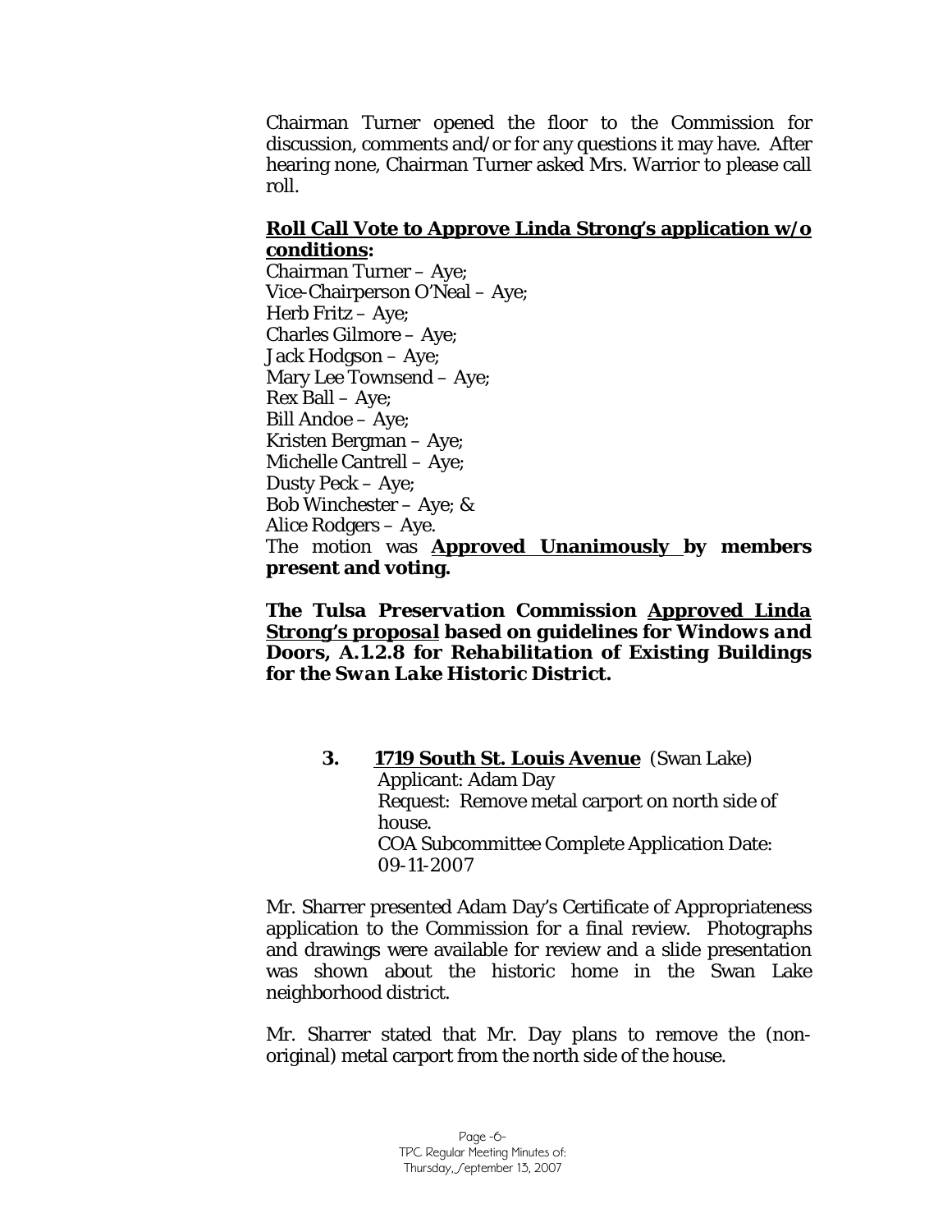Chairman Turner opened the floor to the Commission for discussion, comments and/or for any questions it may have. After hearing none, Chairman Turner asked Mrs. Warrior to please call roll.

**Roll Call Vote to Approve Linda Strong's application w/o conditions:**

Chairman Turner – Aye;
Vice-Chairperson O'Neal – Aye;
Herb Fritz – Aye;
Charles Gilmore – Aye;
Jack Hodgson – Aye;
Mary Lee Townsend – Aye;
Rex Ball – Aye;
Bill Andoe – Aye;
Kristen Bergman – Aye;
Michelle Cantrell – Aye;
Dusty Peck – Aye;
Bob Winchester – Aye; &
Alice Rodgers – Aye.

The motion was **Approved Unanimously by members present and voting.**

***The Tulsa Preservation Commission Approved Linda Strong's proposal based on guidelines for Windows and Doors, A.1.2.8 for Rehabilitation of Existing Buildings for the Swan Lake Historic District.***

**3. 1719 South St. Louis Avenue** (Swan Lake)
Applicant: Adam Day
Request: Remove metal carport on north side of house.
COA Subcommittee Complete Application Date: 09-11-2007

Mr. Sharrer presented Adam Day's Certificate of Appropriateness application to the Commission for a final review. Photographs and drawings were available for review and a slide presentation was shown about the historic home in the Swan Lake neighborhood district.

Mr. Sharrer stated that Mr. Day plans to remove the (non-original) metal carport from the north side of the house.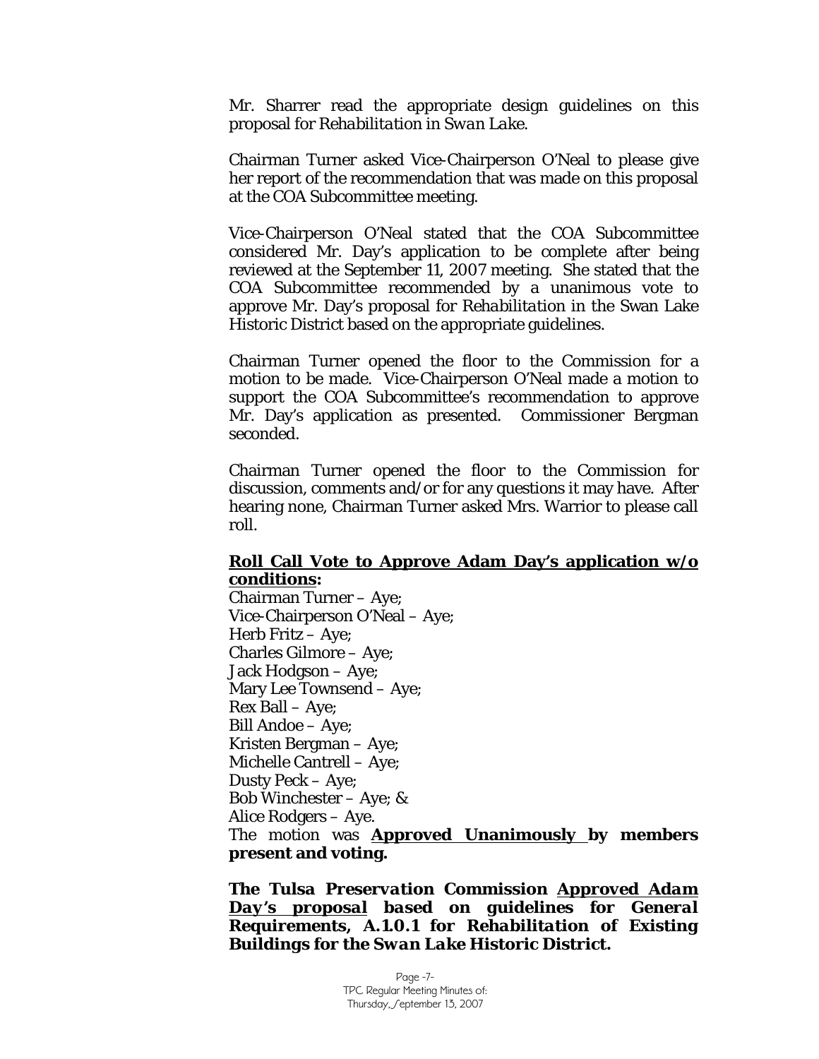Mr. Sharrer read the appropriate design guidelines on this proposal for *Rehabilitation in Swan Lake*.

Chairman Turner asked Vice-Chairperson O'Neal to please give her report of the recommendation that was made on this proposal at the COA Subcommittee meeting.

Vice-Chairperson O'Neal stated that the COA Subcommittee considered Mr. Day's application to be complete after being reviewed at the September 11, 2007 meeting. She stated that the COA Subcommittee recommended by a unanimous vote to approve Mr. Day's proposal for *Rehabilitation* in the Swan Lake Historic District based on the appropriate guidelines.

Chairman Turner opened the floor to the Commission for a motion to be made. Vice-Chairperson O'Neal made a motion to support the COA Subcommittee's recommendation to approve Mr. Day's application as presented. Commissioner Bergman seconded.

Chairman Turner opened the floor to the Commission for discussion, comments and/or for any questions it may have. After hearing none, Chairman Turner asked Mrs. Warrior to please call roll.

**<u>Roll Call Vote to Approve Adam Day's application w/o conditions</u>:**
Chairman Turner – Aye;
Vice-Chairperson O'Neal – Aye;
Herb Fritz – Aye;
Charles Gilmore – Aye;
Jack Hodgson – Aye;
Mary Lee Townsend – Aye;
Rex Ball – Aye;
Bill Andoe – Aye;
Kristen Bergman – Aye;
Michelle Cantrell – Aye;
Dusty Peck – Aye;
Bob Winchester – Aye; &
Alice Rodgers – Aye.
The motion was **<u>Approved Unanimously</u> by members present and voting.**

***The Tulsa Preservation Commission <u>Approved Adam Day's proposal</u> based on guidelines for General Requirements, A.1.0.1 for Rehabilitation of Existing Buildings for the Swan Lake Historic District.***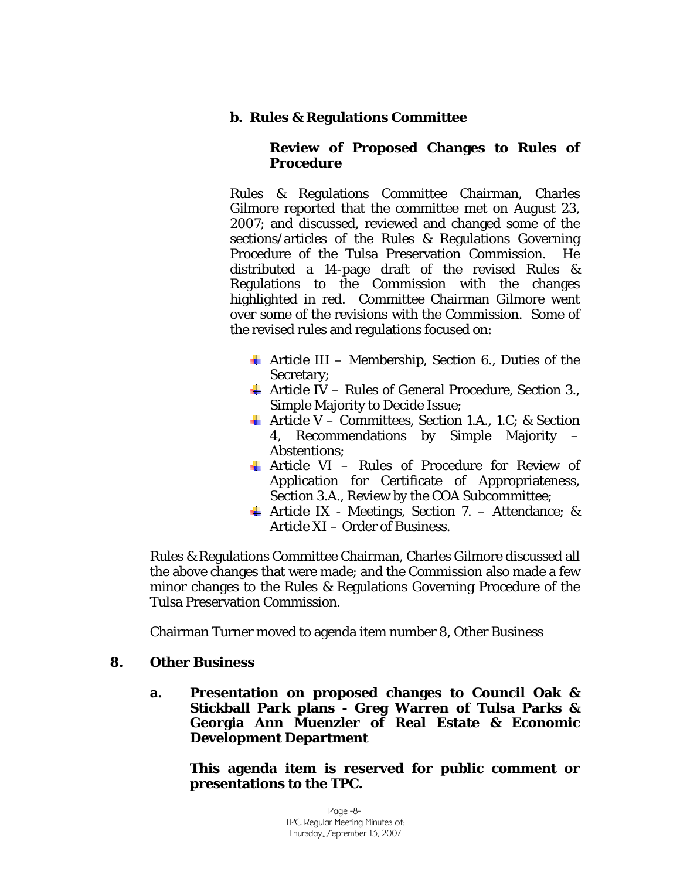**b. Rules & Regulations Committee**

**Review of Proposed Changes to Rules of Procedure**

Rules & Regulations Committee Chairman, Charles Gilmore reported that the committee met on August 23, 2007; and discussed, reviewed and changed some of the sections/articles of the Rules & Regulations Governing Procedure of the Tulsa Preservation Commission. He distributed a 14-page draft of the revised Rules & Regulations to the Commission with the changes highlighted in red. Committee Chairman Gilmore went over some of the revisions with the Commission. Some of the revised rules and regulations focused on:

- Article III – Membership, Section 6., Duties of the Secretary;
- Article IV – Rules of General Procedure, Section 3., Simple Majority to Decide Issue;
- Article V – Committees, Section 1.A., 1.C; & Section 4, Recommendations by Simple Majority – Abstentions;
- Article VI – Rules of Procedure for Review of Application for Certificate of Appropriateness, Section 3.A., Review by the COA Subcommittee;
- Article IX - Meetings, Section 7. – Attendance; & Article XI – Order of Business.

Rules & Regulations Committee Chairman, Charles Gilmore discussed all the above changes that were made; and the Commission also made a few minor changes to the Rules & Regulations Governing Procedure of the Tulsa Preservation Commission.

Chairman Turner moved to agenda item number 8, Other Business

**8. Other Business**

**a. Presentation on proposed changes to Council Oak & Stickball Park plans - Greg Warren of Tulsa Parks & Georgia Ann Muenzler of Real Estate & Economic Development Department**

**This agenda item is reserved for public comment or presentations to the TPC.**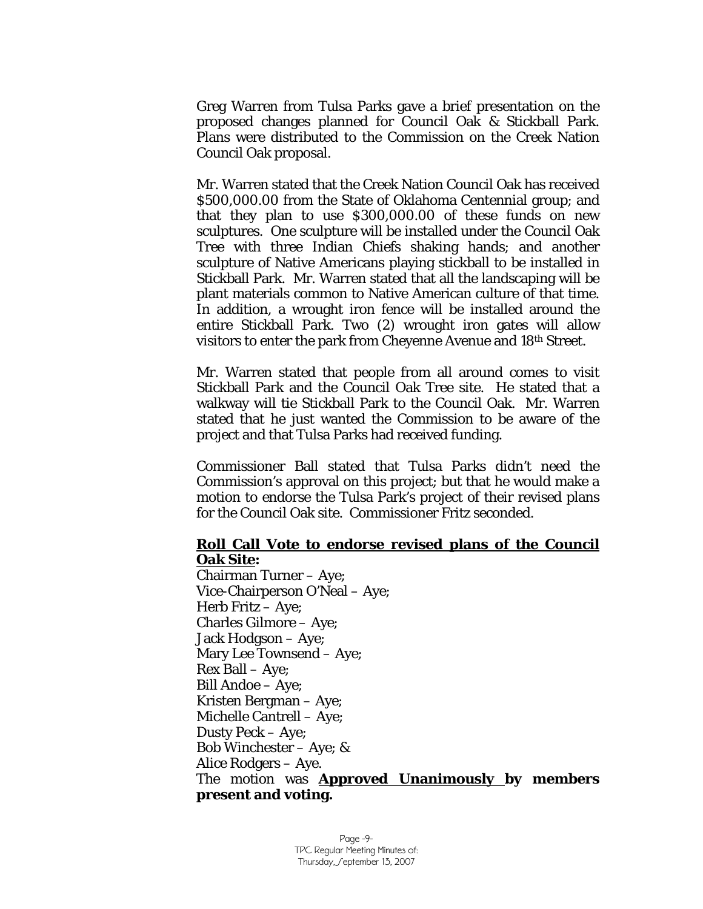Greg Warren from Tulsa Parks gave a brief presentation on the proposed changes planned for Council Oak & Stickball Park. Plans were distributed to the Commission on the Creek Nation Council Oak proposal.

Mr. Warren stated that the Creek Nation Council Oak has received $500,000.00 from the State of Oklahoma Centennial group; and that they plan to use $300,000.00 of these funds on new sculptures. One sculpture will be installed under the Council Oak Tree with three Indian Chiefs shaking hands; and another sculpture of Native Americans playing stickball to be installed in Stickball Park. Mr. Warren stated that all the landscaping will be plant materials common to Native American culture of that time. In addition, a wrought iron fence will be installed around the entire Stickball Park. Two (2) wrought iron gates will allow visitors to enter the park from Cheyenne Avenue and 18th Street.

Mr. Warren stated that people from all around comes to visit Stickball Park and the Council Oak Tree site. He stated that a walkway will tie Stickball Park to the Council Oak. Mr. Warren stated that he just wanted the Commission to be aware of the project and that Tulsa Parks had received funding.

Commissioner Ball stated that Tulsa Parks didn't need the Commission's approval on this project; but that he would make a motion to endorse the Tulsa Park's project of their revised plans for the Council Oak site. Commissioner Fritz seconded.

**Roll Call Vote to endorse revised plans of the Council Oak Site:**

Chairman Turner – Aye;
Vice-Chairperson O'Neal – Aye;
Herb Fritz – Aye;
Charles Gilmore – Aye;
Jack Hodgson – Aye;
Mary Lee Townsend – Aye;
Rex Ball – Aye;
Bill Andoe – Aye;
Kristen Bergman – Aye;
Michelle Cantrell – Aye;
Dusty Peck – Aye;
Bob Winchester – Aye; &
Alice Rodgers – Aye.

The motion was **Approved Unanimously by members present and voting.**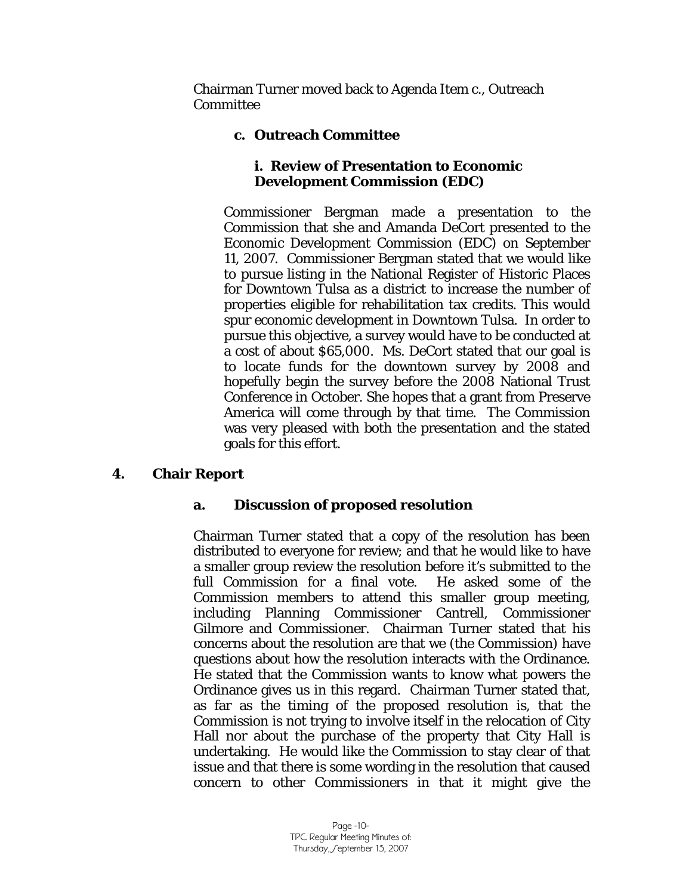Chairman Turner moved back to Agenda Item c., Outreach Committee

### c. Outreach Committee

#### i. Review of Presentation to Economic Development Commission (EDC)

Commissioner Bergman made a presentation to the Commission that she and Amanda DeCort presented to the Economic Development Commission (EDC) on September 11, 2007. Commissioner Bergman stated that we would like to pursue listing in the National Register of Historic Places for Downtown Tulsa as a district to increase the number of properties eligible for rehabilitation tax credits. This would spur economic development in Downtown Tulsa. In order to pursue this objective, a survey would have to be conducted at a cost of about $65,000. Ms. DeCort stated that our goal is to locate funds for the downtown survey by 2008 and hopefully begin the survey before the 2008 National Trust Conference in October. She hopes that a grant from Preserve America will come through by that time. The Commission was very pleased with both the presentation and the stated goals for this effort.

## 4. Chair Report

### a. Discussion of proposed resolution

Chairman Turner stated that a copy of the resolution has been distributed to everyone for review; and that he would like to have a smaller group review the resolution before it's submitted to the full Commission for a final vote. He asked some of the Commission members to attend this smaller group meeting, including Planning Commissioner Cantrell, Commissioner Gilmore and Commissioner. Chairman Turner stated that his concerns about the resolution are that we (the Commission) have questions about how the resolution interacts with the Ordinance. He stated that the Commission wants to know what powers the Ordinance gives us in this regard. Chairman Turner stated that, as far as the timing of the proposed resolution is, that the Commission is not trying to involve itself in the relocation of City Hall nor about the purchase of the property that City Hall is undertaking. He would like the Commission to stay clear of that issue and that there is some wording in the resolution that caused concern to other Commissioners in that it might give the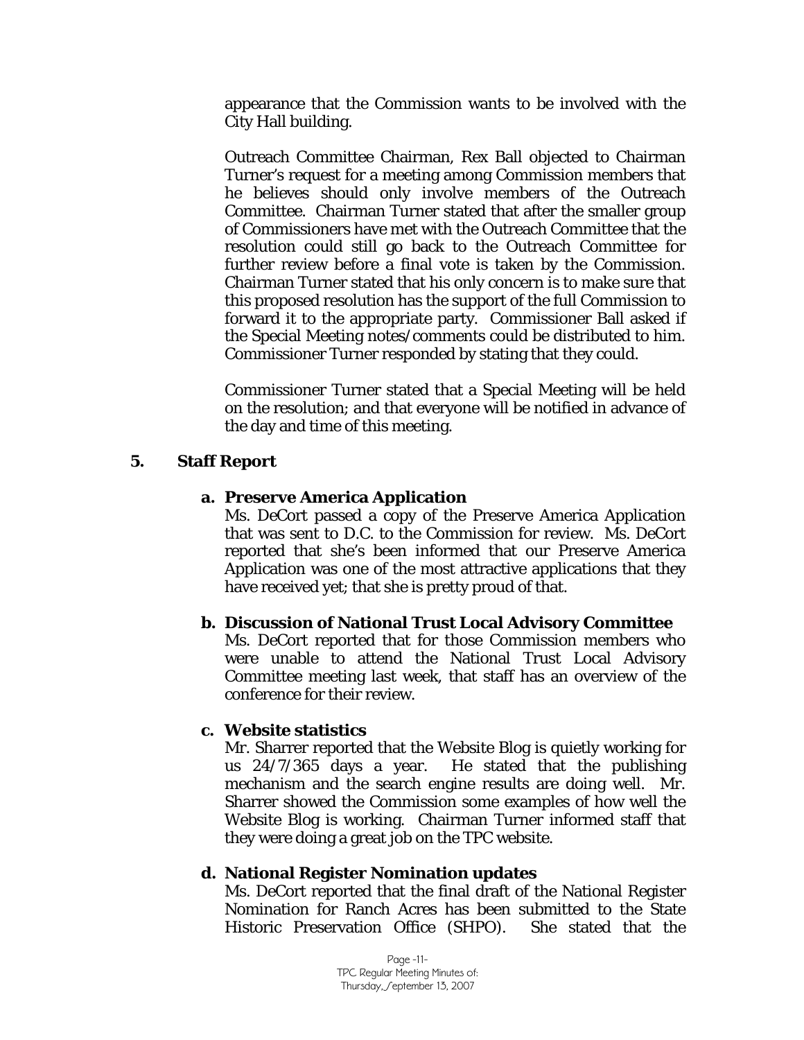appearance that the Commission wants to be involved with the City Hall building.

Outreach Committee Chairman, Rex Ball objected to Chairman Turner's request for a meeting among Commission members that he believes should only involve members of the Outreach Committee. Chairman Turner stated that after the smaller group of Commissioners have met with the Outreach Committee that the resolution could still go back to the Outreach Committee for further review before a final vote is taken by the Commission. Chairman Turner stated that his only concern is to make sure that this proposed resolution has the support of the full Commission to forward it to the appropriate party. Commissioner Ball asked if the Special Meeting notes/comments could be distributed to him. Commissioner Turner responded by stating that they could.

Commissioner Turner stated that a Special Meeting will be held on the resolution; and that everyone will be notified in advance of the day and time of this meeting.

## 5. Staff Report

### a. Preserve America Application

Ms. DeCort passed a copy of the Preserve America Application that was sent to D.C. to the Commission for review. Ms. DeCort reported that she's been informed that our Preserve America Application was one of the most attractive applications that they have received yet; that she is pretty proud of that.

### b. Discussion of National Trust Local Advisory Committee

Ms. DeCort reported that for those Commission members who were unable to attend the National Trust Local Advisory Committee meeting last week, that staff has an overview of the conference for their review.

### c. Website statistics

Mr. Sharrer reported that the Website Blog is quietly working for us 24/7/365 days a year. He stated that the publishing mechanism and the search engine results are doing well. Mr. Sharrer showed the Commission some examples of how well the Website Blog is working. Chairman Turner informed staff that they were doing a great job on the TPC website.

### d. National Register Nomination updates

Ms. DeCort reported that the final draft of the National Register Nomination for Ranch Acres has been submitted to the State Historic Preservation Office (SHPO). She stated that the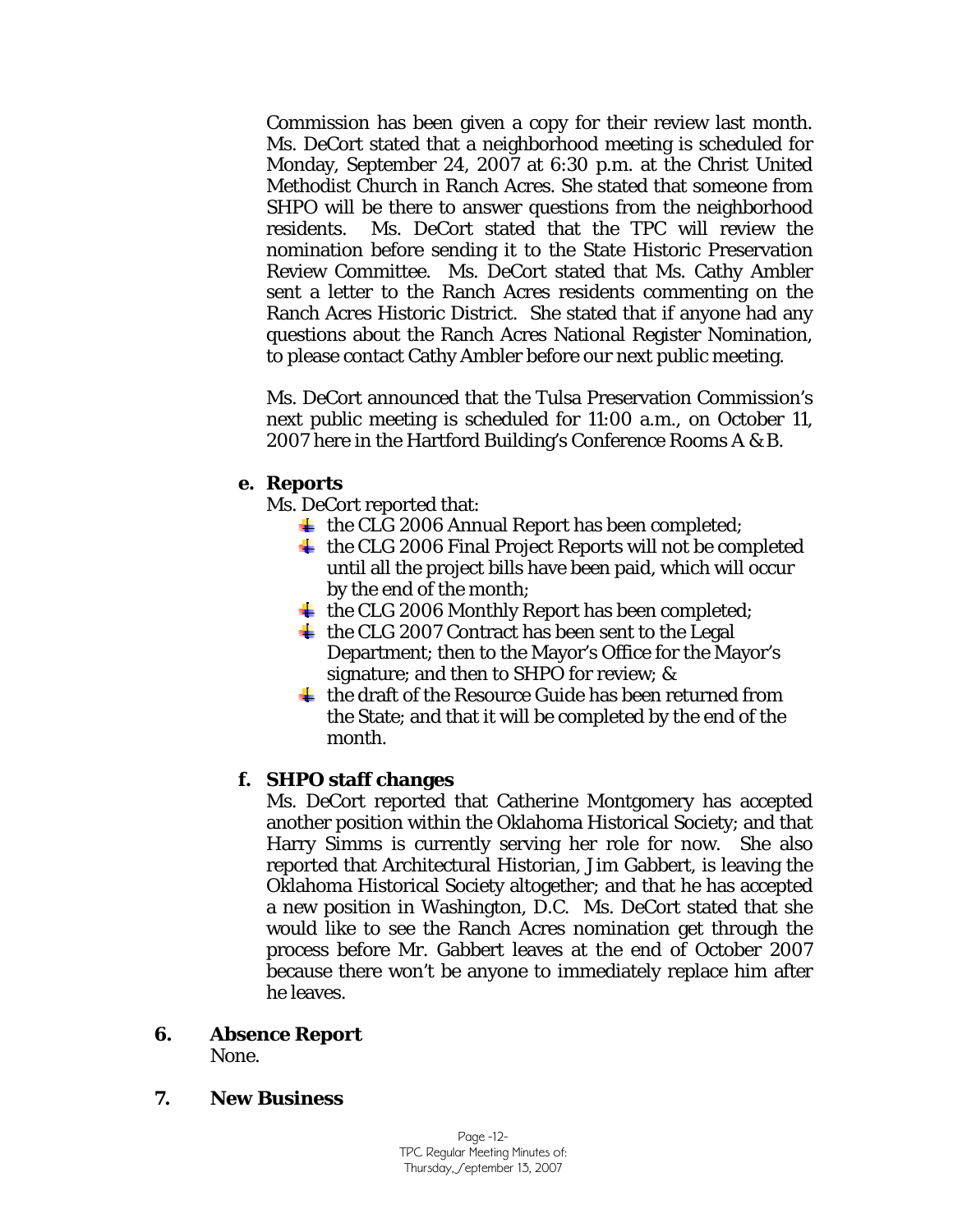Commission has been given a copy for their review last month. Ms. DeCort stated that a neighborhood meeting is scheduled for Monday, September 24, 2007 at 6:30 p.m. at the Christ United Methodist Church in Ranch Acres. She stated that someone from SHPO will be there to answer questions from the neighborhood residents. Ms. DeCort stated that the TPC will review the nomination before sending it to the State Historic Preservation Review Committee. Ms. DeCort stated that Ms. Cathy Ambler sent a letter to the Ranch Acres residents commenting on the Ranch Acres Historic District. She stated that if anyone had any questions about the Ranch Acres National Register Nomination, to please contact Cathy Ambler before our next public meeting.

Ms. DeCort announced that the Tulsa Preservation Commission's next public meeting is scheduled for 11:00 a.m., on October 11, 2007 here in the Hartford Building's Conference Rooms A & B.

**e. Reports**

Ms. DeCort reported that:

- the CLG 2006 Annual Report has been completed;
- the CLG 2006 Final Project Reports will not be completed until all the project bills have been paid, which will occur by the end of the month;
- the CLG 2006 Monthly Report has been completed;
- the CLG 2007 Contract has been sent to the Legal Department; then to the Mayor's Office for the Mayor's signature; and then to SHPO for review; &
- the draft of the Resource Guide has been returned from the State; and that it will be completed by the end of the month.

**f. SHPO staff changes**

Ms. DeCort reported that Catherine Montgomery has accepted another position within the Oklahoma Historical Society; and that Harry Simms is currently serving her role for now. She also reported that Architectural Historian, Jim Gabbert, is leaving the Oklahoma Historical Society altogether; and that he has accepted a new position in Washington, D.C. Ms. DeCort stated that she would like to see the Ranch Acres nomination get through the process before Mr. Gabbert leaves at the end of October 2007 because there won't be anyone to immediately replace him after he leaves.

**6. Absence Report**

None.

**7. New Business**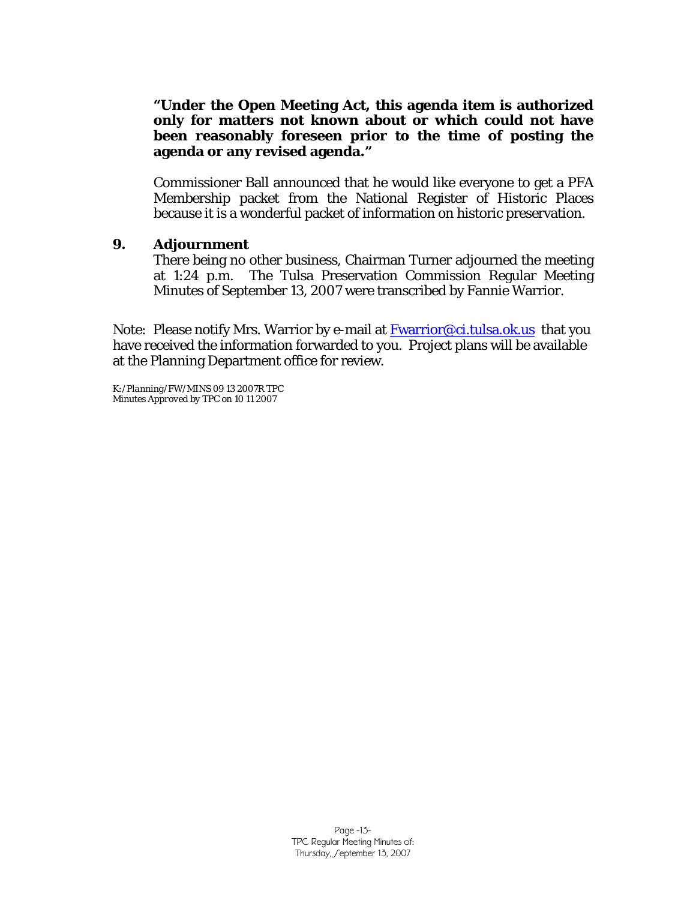**"Under the Open Meeting Act, this agenda item is authorized only for matters not known about or which could not have been reasonably foreseen prior to the time of posting the agenda or any revised agenda."**

Commissioner Ball announced that he would like everyone to get a PFA Membership packet from the National Register of Historic Places because it is a wonderful packet of information on historic preservation.

## 9. Adjournment

There being no other business, Chairman Turner adjourned the meeting at 1:24 p.m. The Tulsa Preservation Commission Regular Meeting Minutes of September 13, 2007 were transcribed by Fannie Warrior.

Note: Please notify Mrs. Warrior by e-mail at Fwarrior@ci.tulsa.ok.us that you have received the information forwarded to you. Project plans will be available at the Planning Department office for review.

*K:/Planning/FW/MINS 09 13 2007R TPC*
*Minutes Approved by TPC on 10 11 2007*